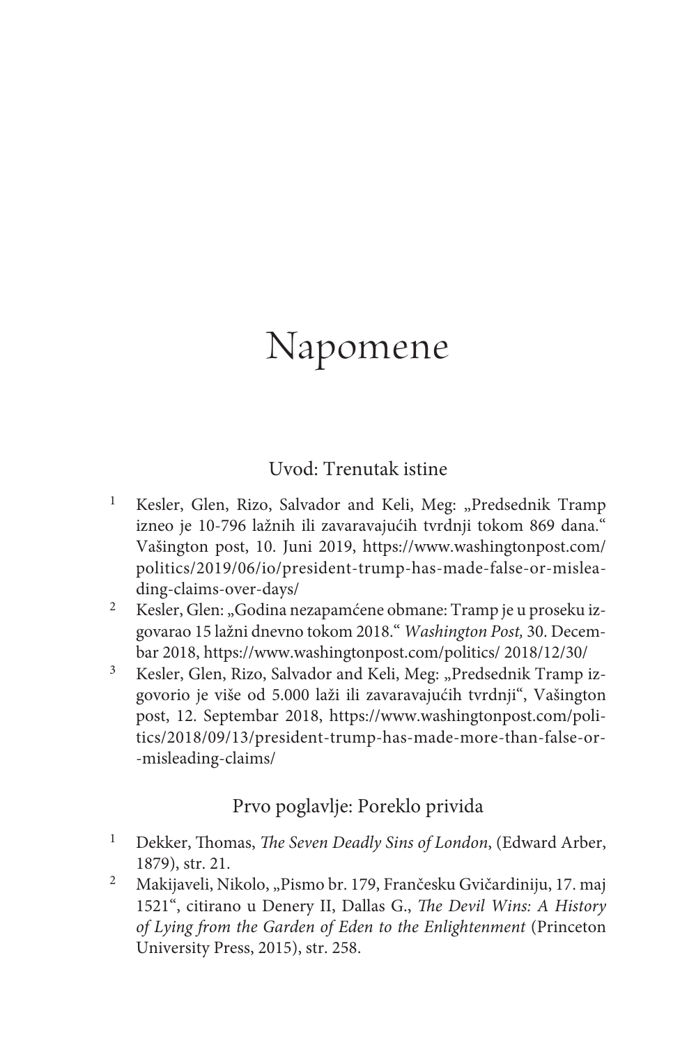# Napomene

## Uvod: Trenutak istine

1. Kesler, Glen, Rizo, Salvador and Keli, Meg: „Predsednik Tramp izneo je 10-796 lažnih ili zavaravajućih tvrdnji tokom 869 dana." Vašington post, 10. Juni 2019, https://www.washingtonpost.com/politics/2019/06/io/president-trump-has-made-false-or-misleading-claims-over-days/
2. Kesler, Glen: „Godina nezapamćene obmane: Tramp je u proseku izgovarao 15 lažni dnevno tokom 2018." *Washington Post,* 30. Decembar 2018, https://www.washingtonpost.com/politics/ 2018/12/30/
3. Kesler, Glen, Rizo, Salvador and Keli, Meg: „Predsednik Tramp izgovorio je više od 5.000 laži ili zavaravajućih tvrdnji", Vašington post, 12. Septembar 2018, https://www.washingtonpost.com/politics/2018/09/13/president-trump-has-made-more-than-false-or--misleading-claims/

## Prvo poglavlje: Poreklo privida

1. Dekker, Thomas, *The Seven Deadly Sins of London*, (Edward Arber, 1879), str. 21.
2. Makijaveli, Nikolo, „Pismo br. 179, Frančesku Gvičardiniju, 17. maj 1521", citirano u Denery II, Dallas G., *The Devil Wins: A History of Lying from the Garden of Eden to the Enlightenment* (Princeton University Press, 2015), str. 258.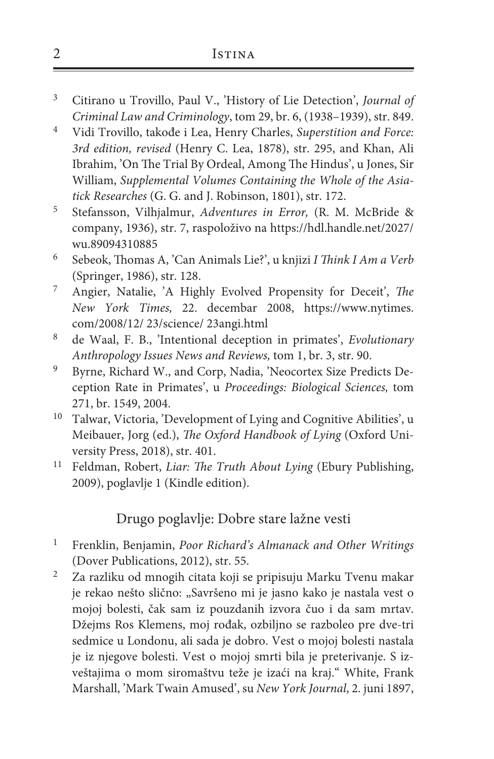3. Citirano u Trovillo, Paul V., 'History of Lie Detection', *Journal of Criminal Law and Criminology*, tom 29, br. 6, (1938–1939), str. 849.
4. Vidi Trovillo, takođe i Lea, Henry Charles, *Superstition and Force: 3rd edition, revised* (Henry C. Lea, 1878), str. 295, and Khan, Ali Ibrahim, 'On The Trial By Ordeal, Among The Hindus', u Jones, Sir William, *Supplemental Volumes Containing the Whole of the Asiatick Researches* (G. G. and J. Robinson, 1801), str. 172.
5. Stefansson, Vilhjalmur, *Adventures in Error,* (R. M. McBride & company, 1936), str. 7, raspoloživo na https://hdl.handle.net/2027/wu.89094310885
6. Sebeok, Thomas A, 'Can Animals Lie?', u knjizi *I Think I Am a Verb* (Springer, 1986), str. 128.
7. Angier, Natalie, 'A Highly Evolved Propensity for Deceit', *The New York Times,* 22. decembar 2008, https://www.nytimes.com/2008/12/ 23/science/ 23angi.html
8. de Waal, F. B., 'Intentional deception in primates', *Evolutionary Anthropology Issues News and Reviews,* tom 1, br. 3, str. 90.
9. Byrne, Richard W., and Corp, Nadia, 'Neocortex Size Predicts Deception Rate in Primates', u *Proceedings: Biological Sciences,* tom 271, br. 1549, 2004.
10. Talwar, Victoria, 'Development of Lying and Cognitive Abilities', u Meibauer, Jorg (ed.), *The Oxford Handbook of Lying* (Oxford University Press, 2018), str. 401.
11. Feldman, Robert, *Liar: The Truth About Lying* (Ebury Publishing, 2009), poglavlje 1 (Kindle edition).

## Drugo poglavlje: Dobre stare lažne vesti

1. Frenklin, Benjamin, *Poor Richard's Almanack and Other Writings* (Dover Publications, 2012), str. 55.
2. Za razliku od mnogih citata koji se pripisuju Marku Tvenu makar je rekao nešto slično: „Savršeno mi je jasno kako je nastala vest o mojoj bolesti, čak sam iz pouzdanih izvora čuo i da sam mrtav. Džejms Ros Klemens, moj rođak, ozbiljno se razboleo pre dve-tri sedmice u Londonu, ali sada je dobro. Vest o mojoj bolesti nastala je iz njegove bolesti. Vest o mojoj smrti bila je preterivanje. S izveštajima o mom siromaštvu teže je izaći na kraj." White, Frank Marshall, 'Mark Twain Amused', su *New York Journal*, 2. juni 1897,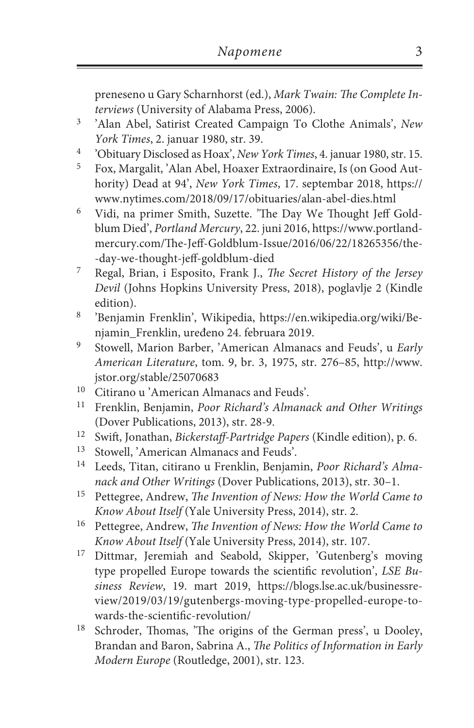preneseno u Gary Scharnhorst (ed.), *Mark Twain: The Complete Interviews* (University of Alabama Press, 2006).

3. 'Alan Abel, Satirist Created Campaign To Clothe Animals', *New York Times*, 2. januar 1980, str. 39.
4. 'Obituary Disclosed as Hoax', *New York Times*, 4. januar 1980, str. 15.
5. Fox, Margalit, 'Alan Abel, Hoaxer Extraordinaire, Is (on Good Authority) Dead at 94', *New York Times*, 17. septembar 2018, https://www.nytimes.com/2018/09/17/obituaries/alan-abel-dies.html
6. Vidi, na primer Smith, Suzette. 'The Day We Thought Jeff Goldblum Died', *Portland Mercury*, 22. juni 2016, https://www.portlandmercury.com/The-Jeff-Goldblum-Issue/2016/06/22/18265356/the--day-we-thought-jeff-goldblum-died
7. Regal, Brian, i Esposito, Frank J., *The Secret History of the Jersey Devil* (Johns Hopkins University Press, 2018), poglavlje 2 (Kindle edition).
8. 'Benjamin Frenklin', Wikipedia, https://en.wikipedia.org/wiki/Benjamin_Frenklin, uređeno 24. februara 2019.
9. Stowell, Marion Barber, 'American Almanacs and Feuds', u *Early American Literature*, tom. 9, br. 3, 1975, str. 276–85, http://www.jstor.org/stable/25070683
10. Citirano u 'American Almanacs and Feuds'.
11. Frenklin, Benjamin, *Poor Richard's Almanack and Other Writings* (Dover Publications, 2013), str. 28-9.
12. Swift, Jonathan, *Bickerstaff-Partridge Papers* (Kindle edition), p. 6.
13. Stowell, 'American Almanacs and Feuds'.
14. Leeds, Titan, citirano u Frenklin, Benjamin, *Poor Richard's Almanack and Other Writings* (Dover Publications, 2013), str. 30–1.
15. Pettegree, Andrew, *The Invention of News: How the World Came to Know About Itself* (Yale University Press, 2014), str. 2.
16. Pettegree, Andrew, *The Invention of News: How the World Came to Know About Itself* (Yale University Press, 2014), str. 107.
17. Dittmar, Jeremiah and Seabold, Skipper, 'Gutenberg's moving type propelled Europe towards the scientific revolution', *LSE Business Review*, 19. mart 2019, https://blogs.lse.ac.uk/businessreview/2019/03/19/gutenbergs-moving-type-propelled-europe-towards-the-scientific-revolution/
18. Schroder, Thomas, 'The origins of the German press', u Dooley, Brandan and Baron, Sabrina A., *The Politics of Information in Early Modern Europe* (Routledge, 2001), str. 123.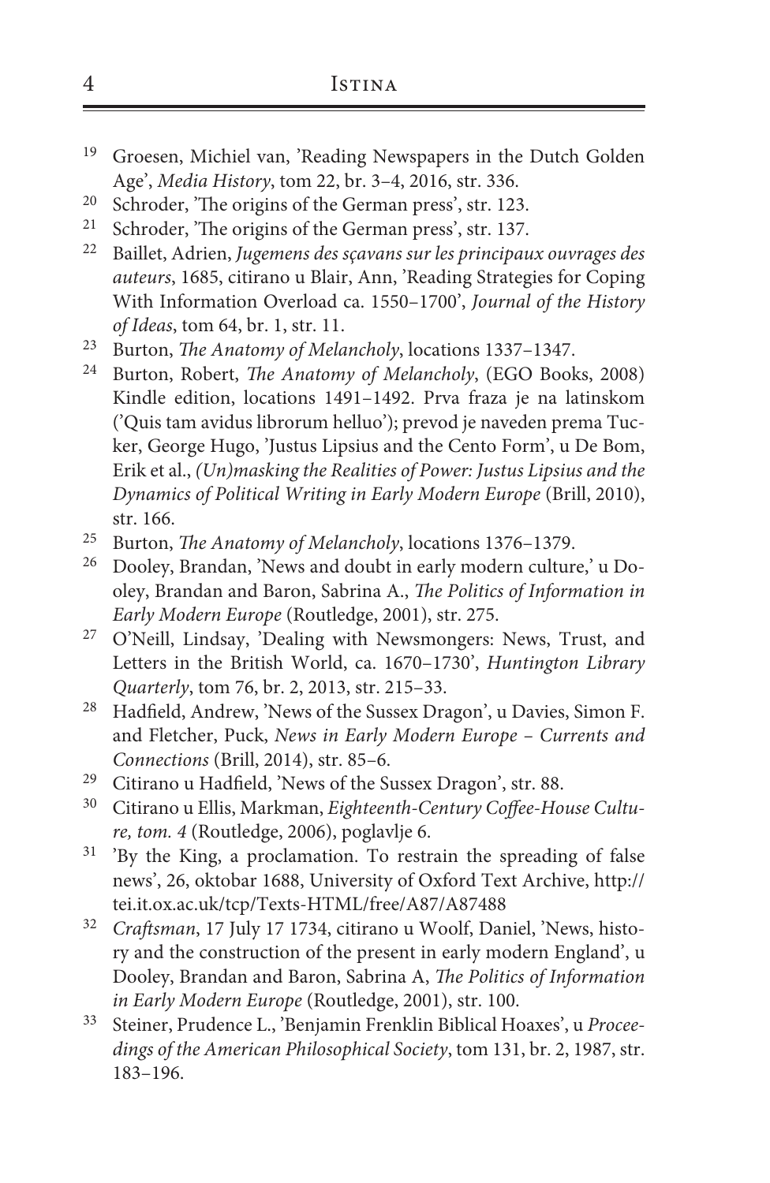19 Groesen, Michiel van, 'Reading Newspapers in the Dutch Golden Age', *Media History*, tom 22, br. 3–4, 2016, str. 336.

20 Schroder, 'The origins of the German press', str. 123.

21 Schroder, 'The origins of the German press', str. 137.

22 Baillet, Adrien, *Jugemens des sçavans sur les principaux ouvrages des auteurs*, 1685, citirano u Blair, Ann, 'Reading Strategies for Coping With Information Overload ca. 1550–1700', *Journal of the History of Ideas*, tom 64, br. 1, str. 11.

23 Burton, *The Anatomy of Melancholy*, locations 1337–1347.

24 Burton, Robert, *The Anatomy of Melancholy*, (EGO Books, 2008) Kindle edition, locations 1491–1492. Prva fraza je na latinskom ('Quis tam avidus librorum helluo'); prevod je naveden prema Tucker, George Hugo, 'Justus Lipsius and the Cento Form', u De Bom, Erik et al., *(Un)masking the Realities of Power: Justus Lipsius and the Dynamics of Political Writing in Early Modern Europe* (Brill, 2010), str. 166.

25 Burton, *The Anatomy of Melancholy*, locations 1376–1379.

26 Dooley, Brandan, 'News and doubt in early modern culture,' u Dooley, Brandan and Baron, Sabrina A., *The Politics of Information in Early Modern Europe* (Routledge, 2001), str. 275.

27 O'Neill, Lindsay, 'Dealing with Newsmongers: News, Trust, and Letters in the British World, ca. 1670–1730', *Huntington Library Quarterly*, tom 76, br. 2, 2013, str. 215–33.

28 Hadfield, Andrew, 'News of the Sussex Dragon', u Davies, Simon F. and Fletcher, Puck, *News in Early Modern Europe – Currents and Connections* (Brill, 2014), str. 85–6.

29 Citirano u Hadfield, 'News of the Sussex Dragon', str. 88.

30 Citirano u Ellis, Markman, *Eighteenth-Century Coffee-House Culture, tom. 4* (Routledge, 2006), poglavlje 6.

31 'By the King, a proclamation. To restrain the spreading of false news', 26, oktobar 1688, University of Oxford Text Archive, http://tei.it.ox.ac.uk/tcp/Texts-HTML/free/A87/A87488

32 *Craftsman*, 17 July 17 1734, citirano u Woolf, Daniel, 'News, history and the construction of the present in early modern England', u Dooley, Brandan and Baron, Sabrina A, *The Politics of Information in Early Modern Europe* (Routledge, 2001), str. 100.

33 Steiner, Prudence L., 'Benjamin Frenklin Biblical Hoaxes', u *Proceedings of the American Philosophical Society*, tom 131, br. 2, 1987, str. 183–196.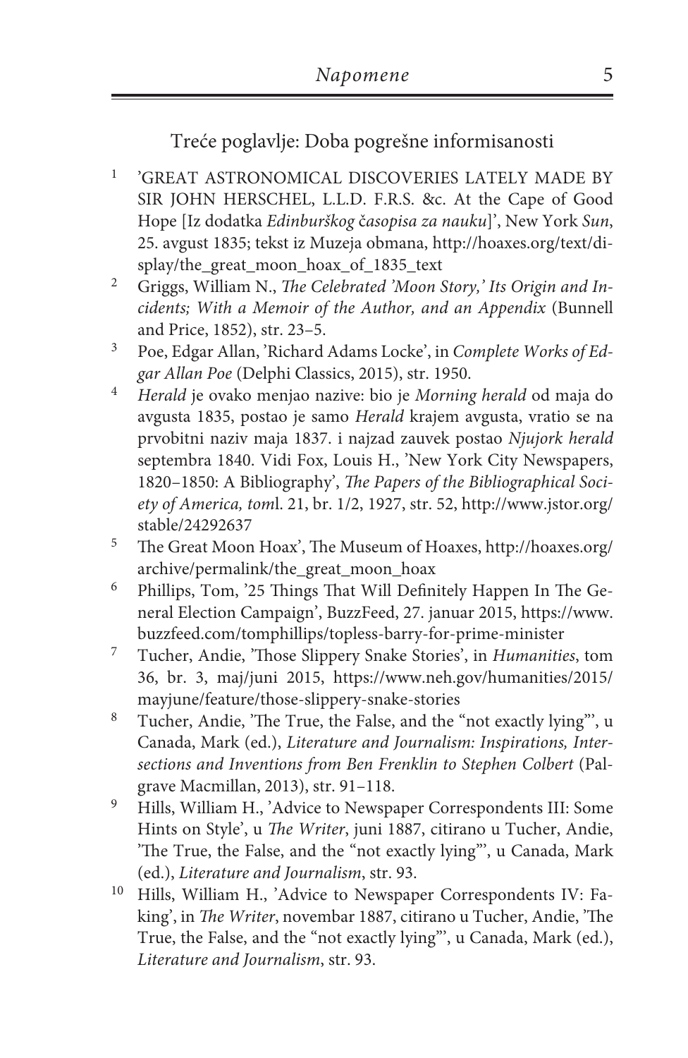## Treće poglavlje: Doba pogrešne informisanosti

1. 'GREAT ASTRONOMICAL DISCOVERIES LATELY MADE BY SIR JOHN HERSCHEL, L.L.D. F.R.S. &c. At the Cape of Good Hope [Iz dodatka *Edinburškog časopisa za nauku*]', New York *Sun*, 25. avgust 1835; tekst iz Muzeja obmana, http://hoaxes.org/text/display/the_great_moon_hoax_of_1835_text
2. Griggs, William N., *The Celebrated 'Moon Story,' Its Origin and Incidents; With a Memoir of the Author, and an Appendix* (Bunnell and Price, 1852), str. 23–5.
3. Poe, Edgar Allan, 'Richard Adams Locke', in *Complete Works of Edgar Allan Poe* (Delphi Classics, 2015), str. 1950.
4. *Herald* je ovako menjao nazive: bio je *Morning herald* od maja do avgusta 1835, postao je samo *Herald* krajem avgusta, vratio se na prvobitni naziv maja 1837. i najzad zauvek postao *Njujork herald* septembra 1840. Vidi Fox, Louis H., 'New York City Newspapers, 1820–1850: A Bibliography', *The Papers of the Bibliographical Society of America, tom*l. 21, br. 1/2, 1927, str. 52, http://www.jstor.org/stable/24292637
5. The Great Moon Hoax', The Museum of Hoaxes, http://hoaxes.org/archive/permalink/the_great_moon_hoax
6. Phillips, Tom, '25 Things That Will Definitely Happen In The General Election Campaign', BuzzFeed, 27. januar 2015, https://www.buzzfeed.com/tomphillips/topless-barry-for-prime-minister
7. Tucher, Andie, 'Those Slippery Snake Stories', in *Humanities*, tom 36, br. 3, maj/juni 2015, https://www.neh.gov/humanities/2015/mayjune/feature/those-slippery-snake-stories
8. Tucher, Andie, 'The True, the False, and the "not exactly lying"', u Canada, Mark (ed.), *Literature and Journalism: Inspirations, Intersections and Inventions from Ben Frenklin to Stephen Colbert* (Palgrave Macmillan, 2013), str. 91–118.
9. Hills, William H., 'Advice to Newspaper Correspondents III: Some Hints on Style', u *The Writer*, juni 1887, citirano u Tucher, Andie, 'The True, the False, and the "not exactly lying"', u Canada, Mark (ed.), *Literature and Journalism*, str. 93.
10. Hills, William H., 'Advice to Newspaper Correspondents IV: Faking', in *The Writer*, novembar 1887, citirano u Tucher, Andie, 'The True, the False, and the "not exactly lying"', u Canada, Mark (ed.), *Literature and Journalism*, str. 93.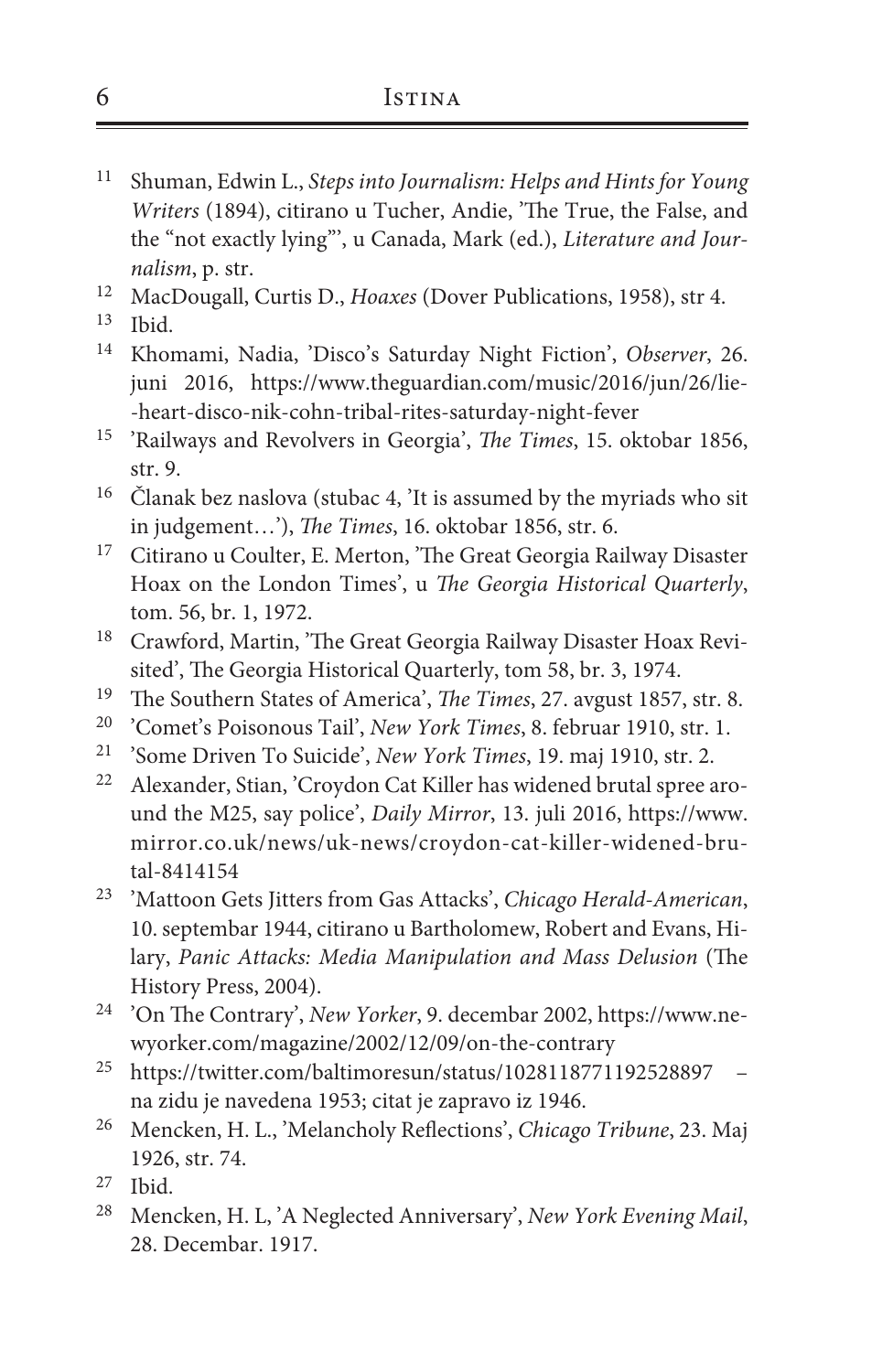11. Shuman, Edwin L., *Steps into Journalism: Helps and Hints for Young Writers* (1894), citirano u Tucher, Andie, 'The True, the False, and the "not exactly lying"', u Canada, Mark (ed.), *Literature and Journalism*, p. str.
12. MacDougall, Curtis D., *Hoaxes* (Dover Publications, 1958), str 4.
13. Ibid.
14. Khomami, Nadia, 'Disco's Saturday Night Fiction', *Observer*, 26. juni 2016, https://www.theguardian.com/music/2016/jun/26/lie-heart-disco-nik-cohn-tribal-rites-saturday-night-fever
15. 'Railways and Revolvers in Georgia', *The Times*, 15. oktobar 1856, str. 9.
16. Članak bez naslova (stubac 4, 'It is assumed by the myriads who sit in judgement…'), *The Times*, 16. oktobar 1856, str. 6.
17. Citirano u Coulter, E. Merton, 'The Great Georgia Railway Disaster Hoax on the London Times', u *The Georgia Historical Quarterly*, tom. 56, br. 1, 1972.
18. Crawford, Martin, 'The Great Georgia Railway Disaster Hoax Revisited', The Georgia Historical Quarterly, tom 58, br. 3, 1974.
19. The Southern States of America', *The Times*, 27. avgust 1857, str. 8.
20. 'Comet's Poisonous Tail', *New York Times*, 8. februar 1910, str. 1.
21. 'Some Driven To Suicide', *New York Times*, 19. maj 1910, str. 2.
22. Alexander, Stian, 'Croydon Cat Killer has widened brutal spree around the M25, say police', *Daily Mirror*, 13. juli 2016, https://www.mirror.co.uk/news/uk-news/croydon-cat-killer-widened-brutal-8414154
23. 'Mattoon Gets Jitters from Gas Attacks', *Chicago Herald-American*, 10. septembar 1944, citirano u Bartholomew, Robert and Evans, Hilary, *Panic Attacks: Media Manipulation and Mass Delusion* (The History Press, 2004).
24. 'On The Contrary', *New Yorker*, 9. decembar 2002, https://www.newyorker.com/magazine/2002/12/09/on-the-contrary
25. https://twitter.com/baltimoresun/status/1028118771192528897 – na zidu je navedena 1953; citat je zapravo iz 1946.
26. Mencken, H. L., 'Melancholy Reflections', *Chicago Tribune*, 23. Maj 1926, str. 74.
27. Ibid.
28. Mencken, H. L, 'A Neglected Anniversary', *New York Evening Mail*, 28. Decembar. 1917.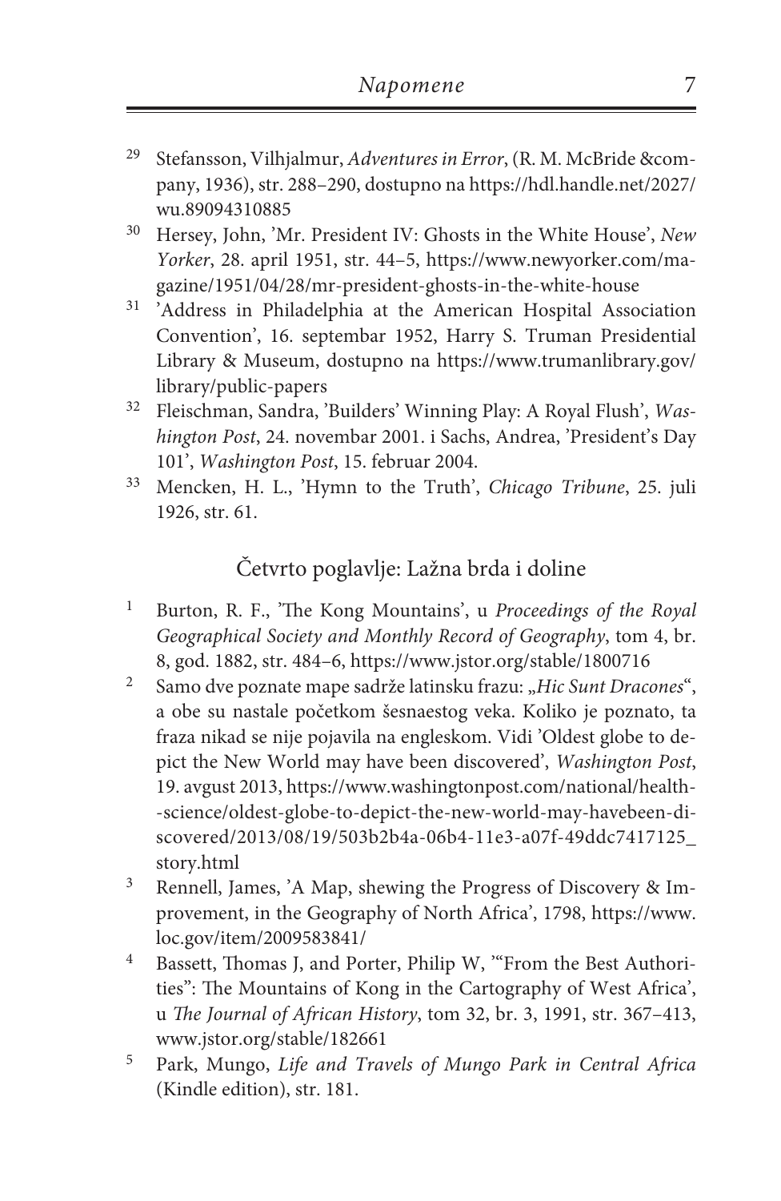[29] Stefansson, Vilhjalmur, *Adventures in Error*, (R. M. McBride &company, 1936), str. 288–290, dostupno na https://hdl.handle.net/2027/wu.89094310885

[30] Hersey, John, 'Mr. President IV: Ghosts in the White House', *New Yorker*, 28. april 1951, str. 44–5, https://www.newyorker.com/magazine/1951/04/28/mr-president-ghosts-in-the-white-house

[31] 'Address in Philadelphia at the American Hospital Association Convention', 16. septembar 1952, Harry S. Truman Presidential Library & Museum, dostupno na https://www.trumanlibrary.gov/library/public-papers

[32] Fleischman, Sandra, 'Builders' Winning Play: A Royal Flush', *Washington Post*, 24. novembar 2001. i Sachs, Andrea, 'President's Day 101', *Washington Post*, 15. februar 2004.

[33] Mencken, H. L., 'Hymn to the Truth', *Chicago Tribune*, 25. juli 1926, str. 61.

## Četvrto poglavlje: Lažna brda i doline

[1] Burton, R. F., 'The Kong Mountains', u *Proceedings of the Royal Geographical Society and Monthly Record of Geography*, tom 4, br. 8, god. 1882, str. 484–6, https://www.jstor.org/stable/1800716

[2] Samo dve poznate mape sadrže latinsku frazu: „*Hic Sunt Dracones*", a obe su nastale početkom šesnaestog veka. Koliko je poznato, ta fraza nikad se nije pojavila na engleskom. Vidi 'Oldest globe to depict the New World may have been discovered', *Washington Post*, 19. avgust 2013, https://www.washingtonpost.com/national/health-science/oldest-globe-to-depict-the-new-world-may-havebeen-discovered/2013/08/19/503b2b4a-06b4-11e3-a07f-49ddc7417125_story.html

[3] Rennell, James, 'A Map, shewing the Progress of Discovery & Improvement, in the Geography of North Africa', 1798, https://www.loc.gov/item/2009583841/

[4] Bassett, Thomas J, and Porter, Philip W, '"From the Best Authorities": The Mountains of Kong in the Cartography of West Africa', u *The Journal of African History*, tom 32, br. 3, 1991, str. 367–413, www.jstor.org/stable/182661

[5] Park, Mungo, *Life and Travels of Mungo Park in Central Africa* (Kindle edition), str. 181.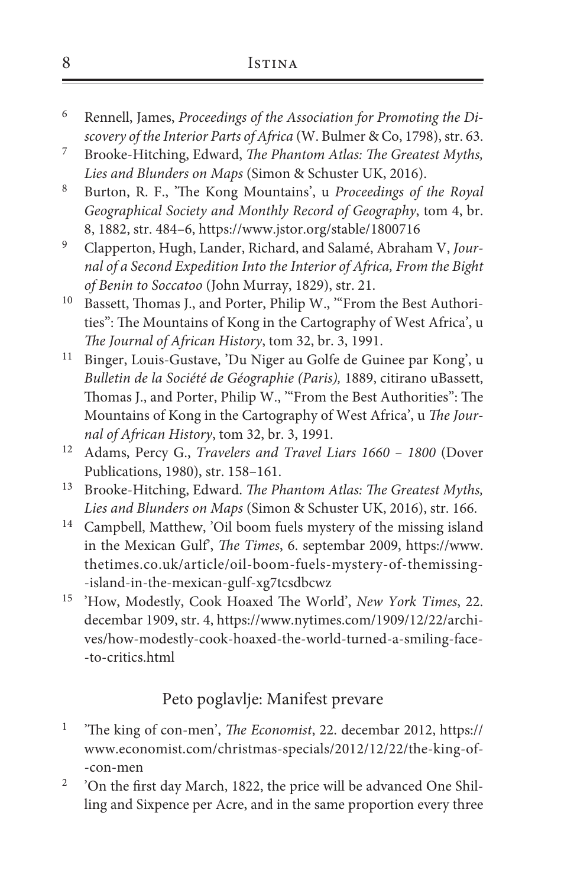6. Rennell, James, *Proceedings of the Association for Promoting the Discovery of the Interior Parts of Africa* (W. Bulmer & Co, 1798), str. 63.
7. Brooke-Hitching, Edward, *The Phantom Atlas: The Greatest Myths, Lies and Blunders on Maps* (Simon & Schuster UK, 2016).
8. Burton, R. F., 'The Kong Mountains', u *Proceedings of the Royal Geographical Society and Monthly Record of Geography*, tom 4, br. 8, 1882, str. 484–6, https://www.jstor.org/stable/1800716
9. Clapperton, Hugh, Lander, Richard, and Salamé, Abraham V, *Journal of a Second Expedition Into the Interior of Africa, From the Bight of Benin to Soccatoo* (John Murray, 1829), str. 21.
10. Bassett, Thomas J., and Porter, Philip W., '"From the Best Authorities": The Mountains of Kong in the Cartography of West Africa', u *The Journal of African History*, tom 32, br. 3, 1991.
11. Binger, Louis-Gustave, 'Du Niger au Golfe de Guinee par Kong', u *Bulletin de la Société de Géographie (Paris),* 1889, citirano uBassett, Thomas J., and Porter, Philip W., '"From the Best Authorities": The Mountains of Kong in the Cartography of West Africa', u *The Journal of African History*, tom 32, br. 3, 1991.
12. Adams, Percy G., *Travelers and Travel Liars 1660 – 1800* (Dover Publications, 1980), str. 158–161.
13. Brooke-Hitching, Edward. *The Phantom Atlas: The Greatest Myths, Lies and Blunders on Maps* (Simon & Schuster UK, 2016), str. 166.
14. Campbell, Matthew, 'Oil boom fuels mystery of the missing island in the Mexican Gulf', *The Times*, 6. septembar 2009, https://www.thetimes.co.uk/article/oil-boom-fuels-mystery-of-themissing--island-in-the-mexican-gulf-xg7tcsdbcwz
15. 'How, Modestly, Cook Hoaxed The World', *New York Times*, 22. decembar 1909, str. 4, https://www.nytimes.com/1909/12/22/archives/how-modestly-cook-hoaxed-the-world-turned-a-smiling-face--to-critics.html

## Peto poglavlje: Manifest prevare

1. 'The king of con-men', *The Economist*, 22. decembar 2012, https://www.economist.com/christmas-specials/2012/12/22/the-king-of--con-men
2. 'On the first day March, 1822, the price will be advanced One Shilling and Sixpence per Acre, and in the same proportion every three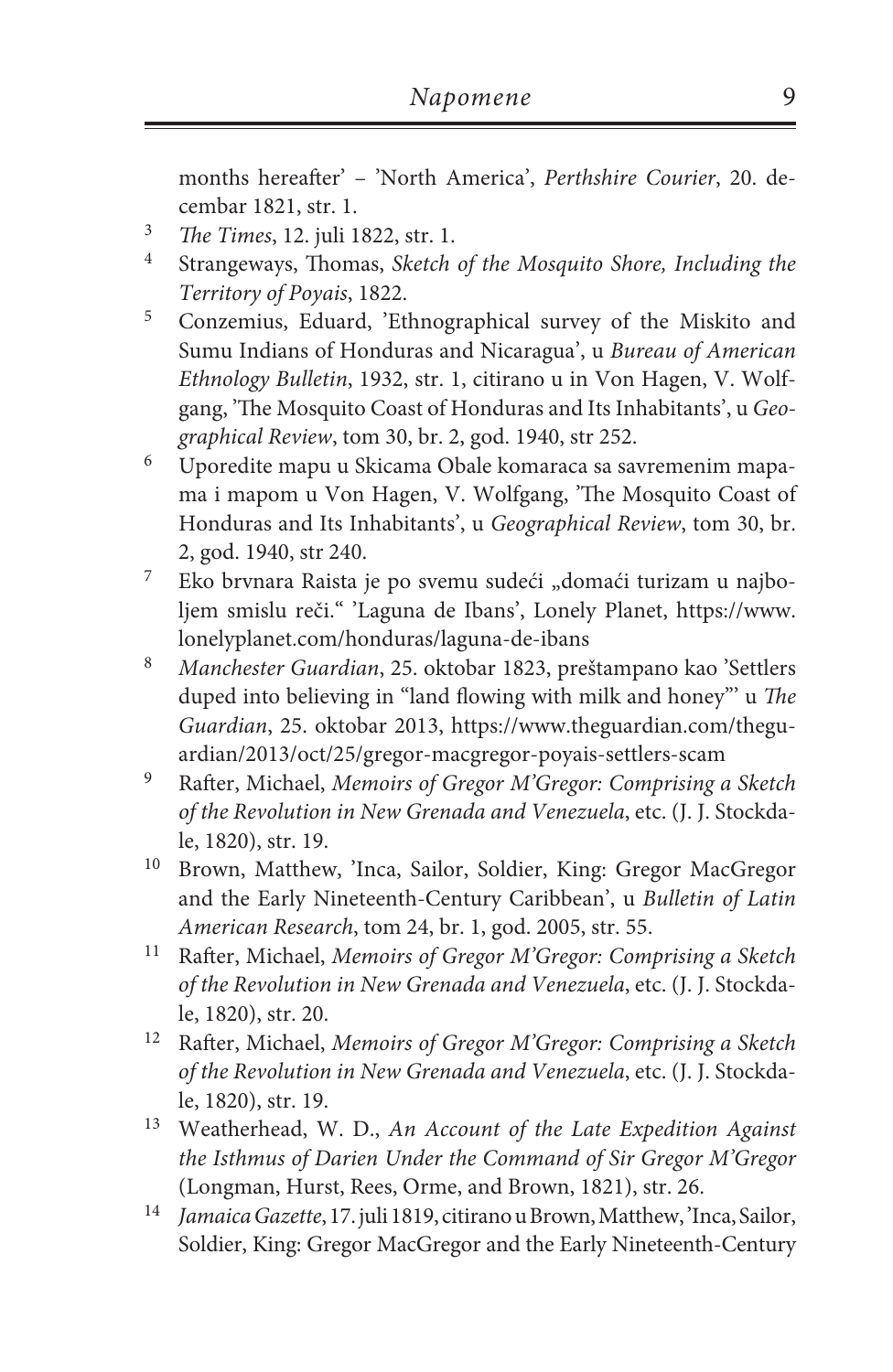months hereafter' – 'North America', *Perthshire Courier*, 20. decembar 1821, str. 1.

3. *The Times*, 12. juli 1822, str. 1.
4. Strangeways, Thomas, *Sketch of the Mosquito Shore, Including the Territory of Poyais*, 1822.
5. Conzemius, Eduard, 'Ethnographical survey of the Miskito and Sumu Indians of Honduras and Nicaragua', u *Bureau of American Ethnology Bulletin*, 1932, str. 1, citirano u in Von Hagen, V. Wolfgang, 'The Mosquito Coast of Honduras and Its Inhabitants', u *Geographical Review*, tom 30, br. 2, god. 1940, str 252.
6. Uporedite mapu u Skicama Obale komaraca sa savremenim mapama i mapom u Von Hagen, V. Wolfgang, 'The Mosquito Coast of Honduras and Its Inhabitants', u *Geographical Review*, tom 30, br. 2, god. 1940, str 240.
7. Eko brvnara Raista je po svemu sudeći „domaći turizam u najboljem smislu reči." 'Laguna de Ibans', Lonely Planet, https://www.lonelyplanet.com/honduras/laguna-de-ibans
8. *Manchester Guardian*, 25. oktobar 1823, preštampano kao 'Settlers duped into believing in "land flowing with milk and honey"' u *The Guardian*, 25. oktobar 2013, https://www.theguardian.com/theguardian/2013/oct/25/gregor-macgregor-poyais-settlers-scam
9. Rafter, Michael, *Memoirs of Gregor M'Gregor: Comprising a Sketch of the Revolution in New Grenada and Venezuela*, etc. (J. J. Stockdale, 1820), str. 19.
10. Brown, Matthew, 'Inca, Sailor, Soldier, King: Gregor MacGregor and the Early Nineteenth-Century Caribbean', u *Bulletin of Latin American Research*, tom 24, br. 1, god. 2005, str. 55.
11. Rafter, Michael, *Memoirs of Gregor M'Gregor: Comprising a Sketch of the Revolution in New Grenada and Venezuela*, etc. (J. J. Stockdale, 1820), str. 20.
12. Rafter, Michael, *Memoirs of Gregor M'Gregor: Comprising a Sketch of the Revolution in New Grenada and Venezuela*, etc. (J. J. Stockdale, 1820), str. 19.
13. Weatherhead, W. D., *An Account of the Late Expedition Against the Isthmus of Darien Under the Command of Sir Gregor M'Gregor* (Longman, Hurst, Rees, Orme, and Brown, 1821), str. 26.
14. *Jamaica Gazette*, 17. juli 1819, citirano u Brown, Matthew, 'Inca, Sailor, Soldier, King: Gregor MacGregor and the Early Nineteenth-Century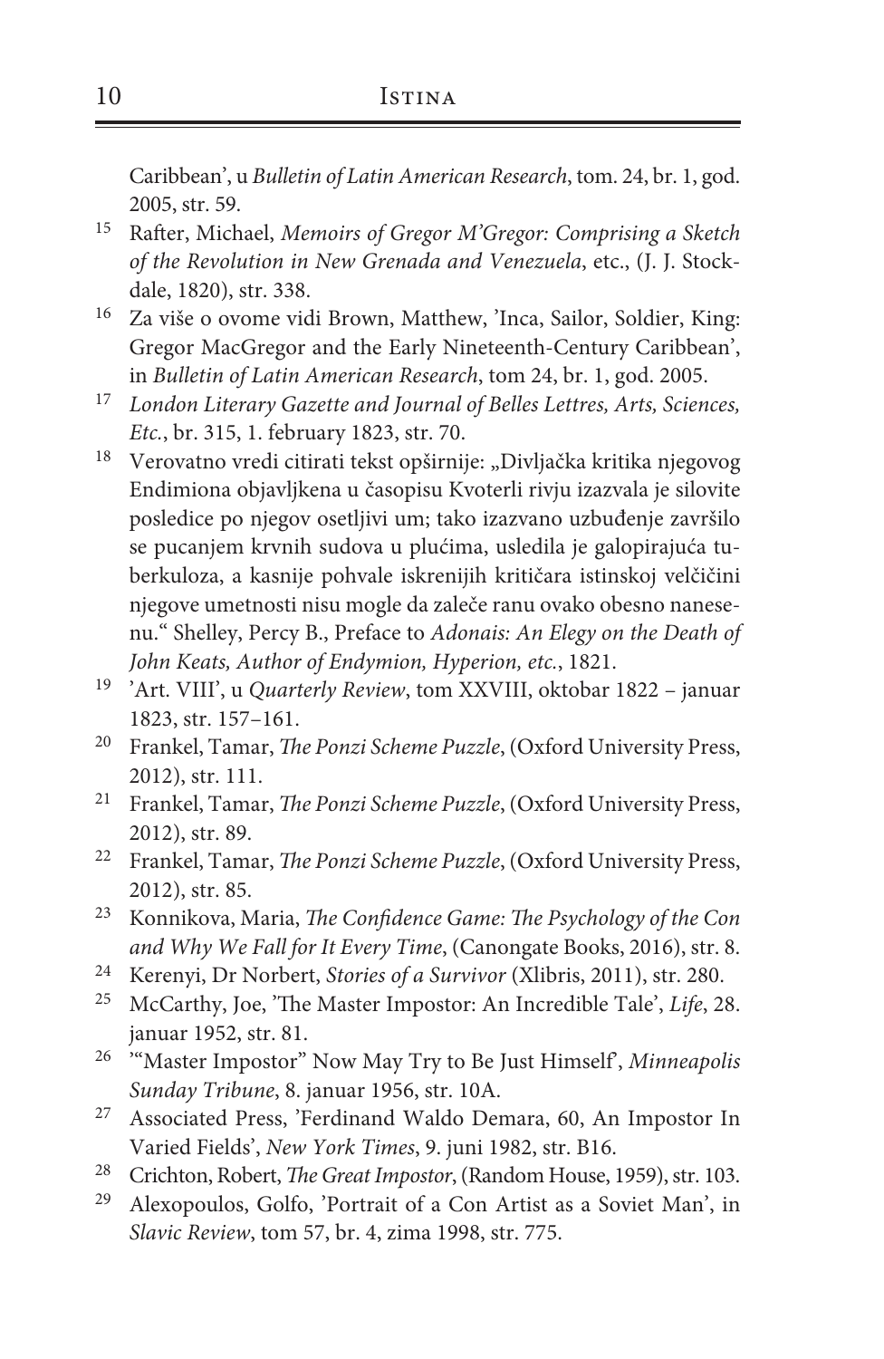Caribbean', u *Bulletin of Latin American Research*, tom. 24, br. 1, god. 2005, str. 59.

15 Rafter, Michael, *Memoirs of Gregor M'Gregor: Comprising a Sketch of the Revolution in New Grenada and Venezuela*, etc., (J. J. Stockdale, 1820), str. 338.

16 Za više o ovome vidi Brown, Matthew, 'Inca, Sailor, Soldier, King: Gregor MacGregor and the Early Nineteenth-Century Caribbean', in *Bulletin of Latin American Research*, tom 24, br. 1, god. 2005.

17 *London Literary Gazette and Journal of Belles Lettres, Arts, Sciences, Etc.*, br. 315, 1. february 1823, str. 70.

18 Verovatno vredi citirati tekst opširnije: „Divljačka kritika njegovog Endimiona objavljkena u časopisu Kvoterli rivju izazvala je silovite posledice po njegov osetljivi um; tako izazvano uzbuđenje završilo se pucanjem krvnih sudova u plućima, usledila je galopirajuća tuberkuloza, a kasnije pohvale iskrenijih kritičara istinskoj velčičini njegove umetnosti nisu mogle da zaleče ranu ovako obesno nanesenu." Shelley, Percy B., Preface to *Adonais: An Elegy on the Death of John Keats, Author of Endymion, Hyperion, etc.*, 1821.

19 'Art. VIII', u *Quarterly Review*, tom XXVIII, oktobar 1822 – januar 1823, str. 157–161.

20 Frankel, Tamar, *The Ponzi Scheme Puzzle*, (Oxford University Press, 2012), str. 111.

21 Frankel, Tamar, *The Ponzi Scheme Puzzle*, (Oxford University Press, 2012), str. 89.

22 Frankel, Tamar, *The Ponzi Scheme Puzzle*, (Oxford University Press, 2012), str. 85.

23 Konnikova, Maria, *The Confidence Game: The Psychology of the Con and Why We Fall for It Every Time*, (Canongate Books, 2016), str. 8.

24 Kerenyi, Dr Norbert, *Stories of a Survivor* (Xlibris, 2011), str. 280.

25 McCarthy, Joe, 'The Master Impostor: An Incredible Tale', *Life*, 28. januar 1952, str. 81.

26 '"Master Impostor" Now May Try to Be Just Himself', *Minneapolis Sunday Tribune*, 8. januar 1956, str. 10A.

27 Associated Press, 'Ferdinand Waldo Demara, 60, An Impostor In Varied Fields', *New York Times*, 9. juni 1982, str. B16.

28 Crichton, Robert, *The Great Impostor*, (Random House, 1959), str. 103.

29 Alexopoulos, Golfo, 'Portrait of a Con Artist as a Soviet Man', in *Slavic Review*, tom 57, br. 4, zima 1998, str. 775.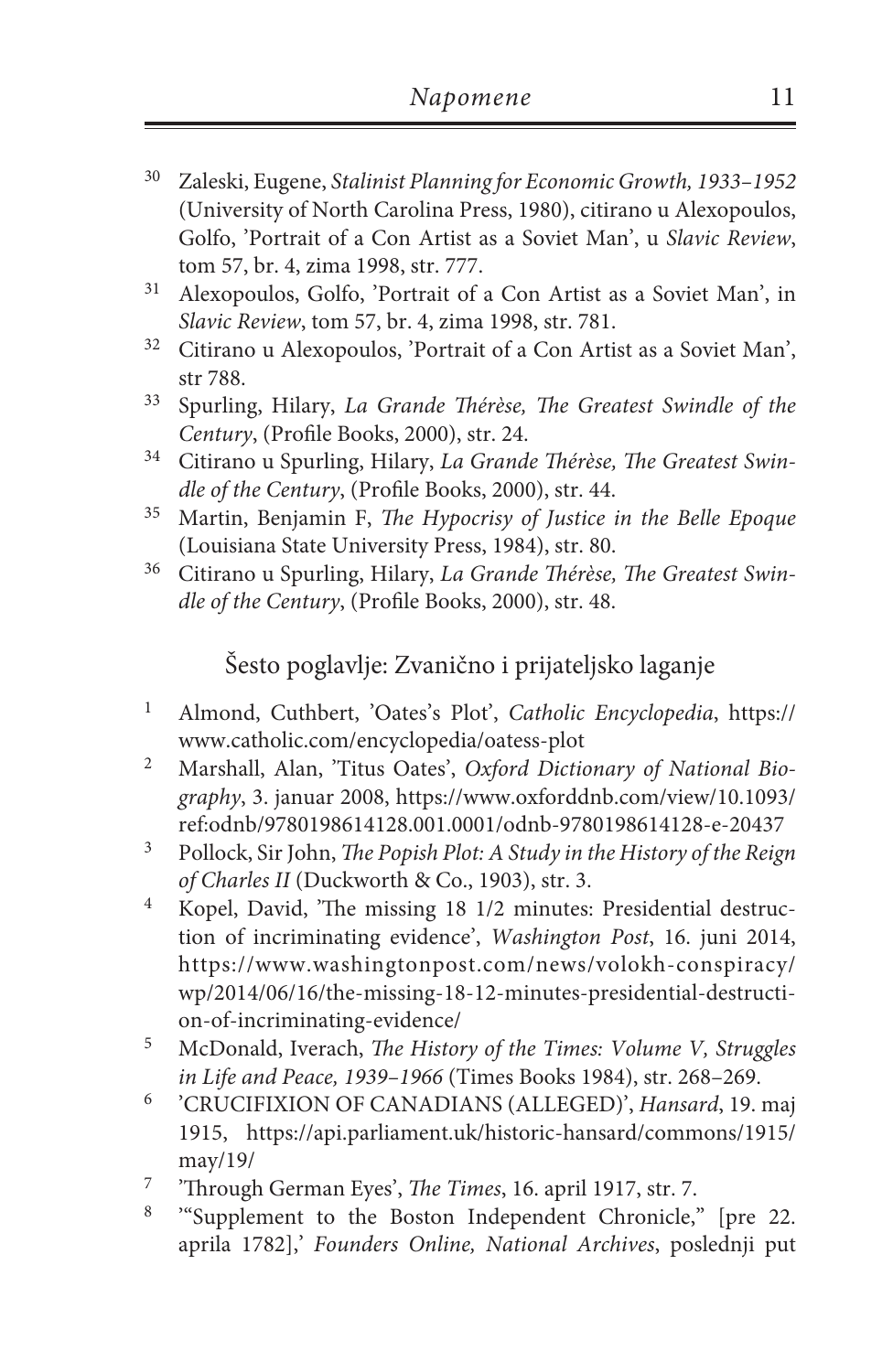30 Zaleski, Eugene, *Stalinist Planning for Economic Growth, 1933–1952* (University of North Carolina Press, 1980), citirano u Alexopoulos, Golfo, 'Portrait of a Con Artist as a Soviet Man', u *Slavic Review*, tom 57, br. 4, zima 1998, str. 777.

31 Alexopoulos, Golfo, 'Portrait of a Con Artist as a Soviet Man', in *Slavic Review*, tom 57, br. 4, zima 1998, str. 781.

32 Citirano u Alexopoulos, 'Portrait of a Con Artist as a Soviet Man', str 788.

33 Spurling, Hilary, *La Grande Thérèse, The Greatest Swindle of the Century*, (Profile Books, 2000), str. 24.

34 Citirano u Spurling, Hilary, *La Grande Thérèse, The Greatest Swindle of the Century*, (Profile Books, 2000), str. 44.

35 Martin, Benjamin F, *The Hypocrisy of Justice in the Belle Epoque* (Louisiana State University Press, 1984), str. 80.

36 Citirano u Spurling, Hilary, *La Grande Thérèse, The Greatest Swindle of the Century*, (Profile Books, 2000), str. 48.

## Šesto poglavlje: Zvanično i prijateljsko laganje

1 Almond, Cuthbert, 'Oates's Plot', *Catholic Encyclopedia*, https://www.catholic.com/encyclopedia/oatess-plot

2 Marshall, Alan, 'Titus Oates', *Oxford Dictionary of National Biography*, 3. januar 2008, https://www.oxforddnb.com/view/10.1093/ref:odnb/9780198614128.001.0001/odnb-9780198614128-e-20437

3 Pollock, Sir John, *The Popish Plot: A Study in the History of the Reign of Charles II* (Duckworth & Co., 1903), str. 3.

4 Kopel, David, 'The missing 18 1/2 minutes: Presidential destruction of incriminating evidence', *Washington Post*, 16. juni 2014, https://www.washingtonpost.com/news/volokh-conspiracy/wp/2014/06/16/the-missing-18-12-minutes-presidential-destruction-of-incriminating-evidence/

5 McDonald, Iverach, *The History of the Times: Volume V, Struggles in Life and Peace, 1939–1966* (Times Books 1984), str. 268–269.

6 'CRUCIFIXION OF CANADIANS (ALLEGED)', *Hansard*, 19. maj 1915, https://api.parliament.uk/historic-hansard/commons/1915/may/19/

7 'Through German Eyes', *The Times*, 16. april 1917, str. 7.

8 '"Supplement to the Boston Independent Chronicle," [pre 22. aprila 1782],' *Founders Online, National Archives*, poslednji put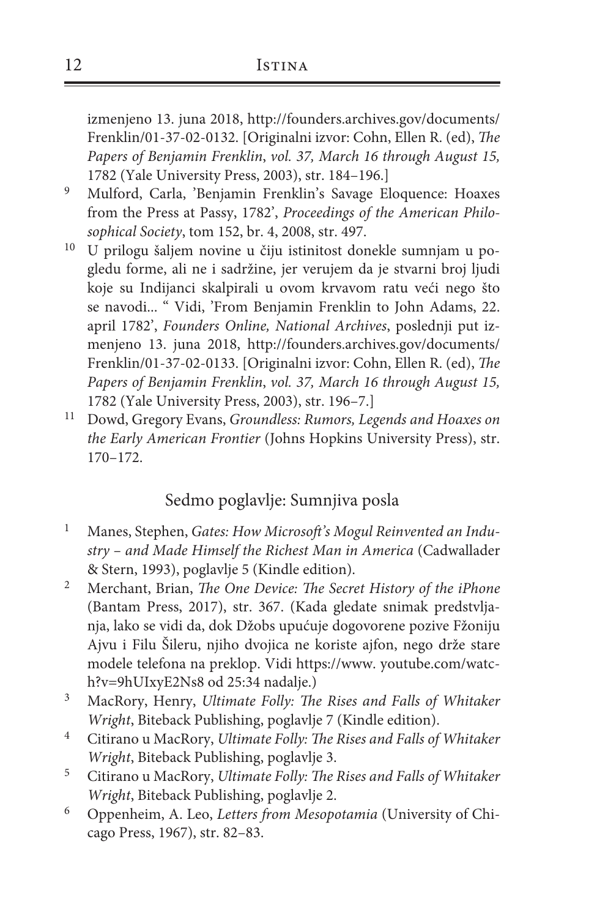izmenjeno 13. juna 2018, http://founders.archives.gov/documents/Frenklin/01-37-02-0132. [Originalni izvor: Cohn, Ellen R. (ed), *The Papers of Benjamin Frenklin*, *vol. 37, March 16 through August 15,* 1782 (Yale University Press, 2003), str. 184–196.]

9 Mulford, Carla, 'Benjamin Frenklin's Savage Eloquence: Hoaxes from the Press at Passy, 1782', *Proceedings of the American Philosophical Society*, tom 152, br. 4, 2008, str. 497.

10 U prilogu šaljem novine u čiju istinitost donekle sumnjam u pogledu forme, ali ne i sadržine, jer verujem da je stvarni broj ljudi koje su Indijanci skalpirali u ovom krvavom ratu veći nego što se navodi... " Vidi, 'From Benjamin Frenklin to John Adams, 22. april 1782', *Founders Online, National Archives*, poslednji put izmenjeno 13. juna 2018, http://founders.archives.gov/documents/Frenklin/01-37-02-0133. [Originalni izvor: Cohn, Ellen R. (ed), *The Papers of Benjamin Frenklin*, *vol. 37, March 16 through August 15,* 1782 (Yale University Press, 2003), str. 196–7.]

11 Dowd, Gregory Evans, *Groundless: Rumors, Legends and Hoaxes on the Early American Frontier* (Johns Hopkins University Press), str. 170–172.

## Sedmo poglavlje: Sumnjiva posla

1 Manes, Stephen, *Gates: How Microsoft's Mogul Reinvented an Industry – and Made Himself the Richest Man in America* (Cadwallader & Stern, 1993), poglavlje 5 (Kindle edition).

2 Merchant, Brian, *The One Device: The Secret History of the iPhone* (Bantam Press, 2017), str. 367. (Kada gledate snimak predstvljanja, lako se vidi da, dok Džobs upućuje dogovorene pozive Fžoniju Ajvu i Filu Šileru, njiho dvojica ne koriste ajfon, nego drže stare modele telefona na preklop. Vidi https://www. youtube.com/watch?v=9hUIxyE2Ns8 od 25:34 nadalje.)

3 MacRory, Henry, *Ultimate Folly: The Rises and Falls of Whitaker Wright*, Biteback Publishing, poglavlje 7 (Kindle edition).

4 Citirano u MacRory, *Ultimate Folly: The Rises and Falls of Whitaker Wright*, Biteback Publishing, poglavlje 3.

5 Citirano u MacRory, *Ultimate Folly: The Rises and Falls of Whitaker Wright*, Biteback Publishing, poglavlje 2.

6 Oppenheim, A. Leo, *Letters from Mesopotamia* (University of Chicago Press, 1967), str. 82–83.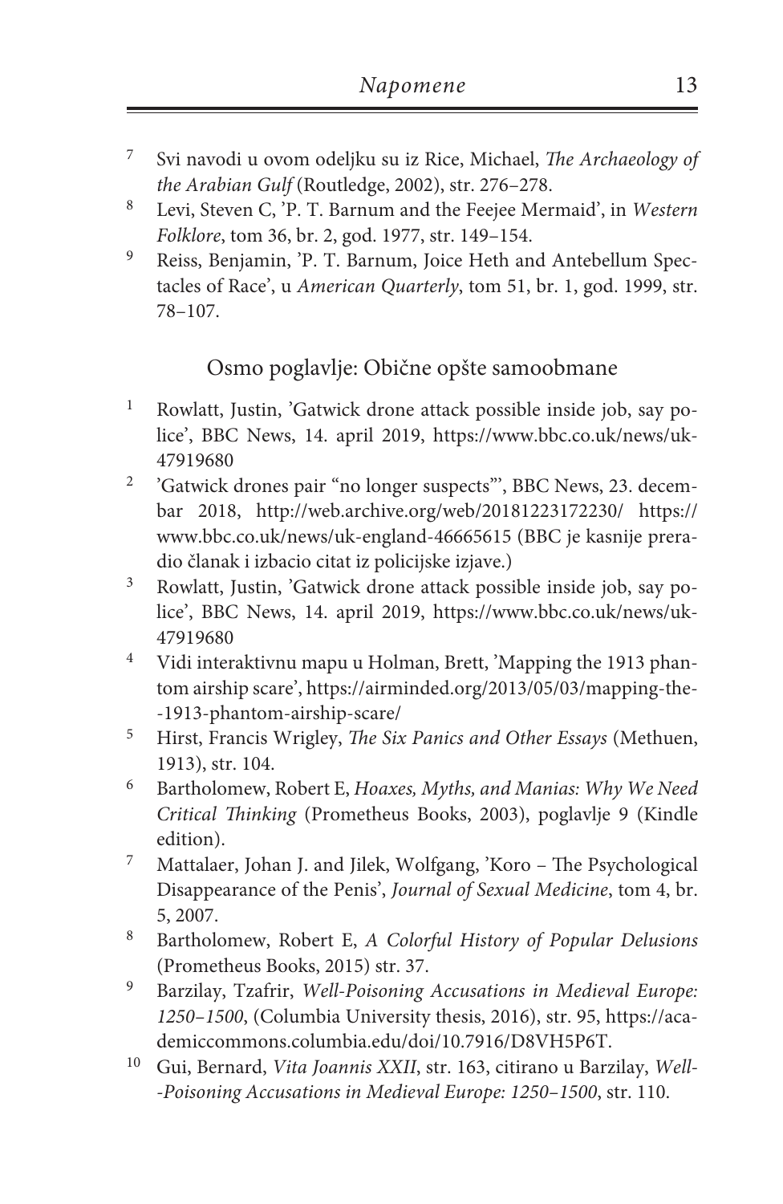7. Svi navodi u ovom odeljku su iz Rice, Michael, *The Archaeology of the Arabian Gulf* (Routledge, 2002), str. 276–278.
8. Levi, Steven C, 'P. T. Barnum and the Feejee Mermaid', in *Western Folklore*, tom 36, br. 2, god. 1977, str. 149–154.
9. Reiss, Benjamin, 'P. T. Barnum, Joice Heth and Antebellum Spectacles of Race', u *American Quarterly*, tom 51, br. 1, god. 1999, str. 78–107.

## Osmo poglavlje: Obične opšte samoobmane

1. Rowlatt, Justin, 'Gatwick drone attack possible inside job, say police', BBC News, 14. april 2019, https://www.bbc.co.uk/news/uk-47919680
2. 'Gatwick drones pair "no longer suspects"', BBC News, 23. decembar 2018, http://web.archive.org/web/20181223172230/ https://www.bbc.co.uk/news/uk-england-46665615 (BBC je kasnije preradio članak i izbacio citat iz policijske izjave.)
3. Rowlatt, Justin, 'Gatwick drone attack possible inside job, say police', BBC News, 14. april 2019, https://www.bbc.co.uk/news/uk-47919680
4. Vidi interaktivnu mapu u Holman, Brett, 'Mapping the 1913 phantom airship scare', https://airminded.org/2013/05/03/mapping-the-1913-phantom-airship-scare/
5. Hirst, Francis Wrigley, *The Six Panics and Other Essays* (Methuen, 1913), str. 104.
6. Bartholomew, Robert E, *Hoaxes, Myths, and Manias: Why We Need Critical Thinking* (Prometheus Books, 2003), poglavlje 9 (Kindle edition).
7. Mattalaer, Johan J. and Jilek, Wolfgang, 'Koro – The Psychological Disappearance of the Penis', *Journal of Sexual Medicine*, tom 4, br. 5, 2007.
8. Bartholomew, Robert E, *A Colorful History of Popular Delusions* (Prometheus Books, 2015) str. 37.
9. Barzilay, Tzafrir, *Well-Poisoning Accusations in Medieval Europe: 1250–1500*, (Columbia University thesis, 2016), str. 95, https://academiccommons.columbia.edu/doi/10.7916/D8VH5P6T.
10. Gui, Bernard, *Vita Joannis XXII*, str. 163, citirano u Barzilay, *Well-Poisoning Accusations in Medieval Europe: 1250–1500*, str. 110.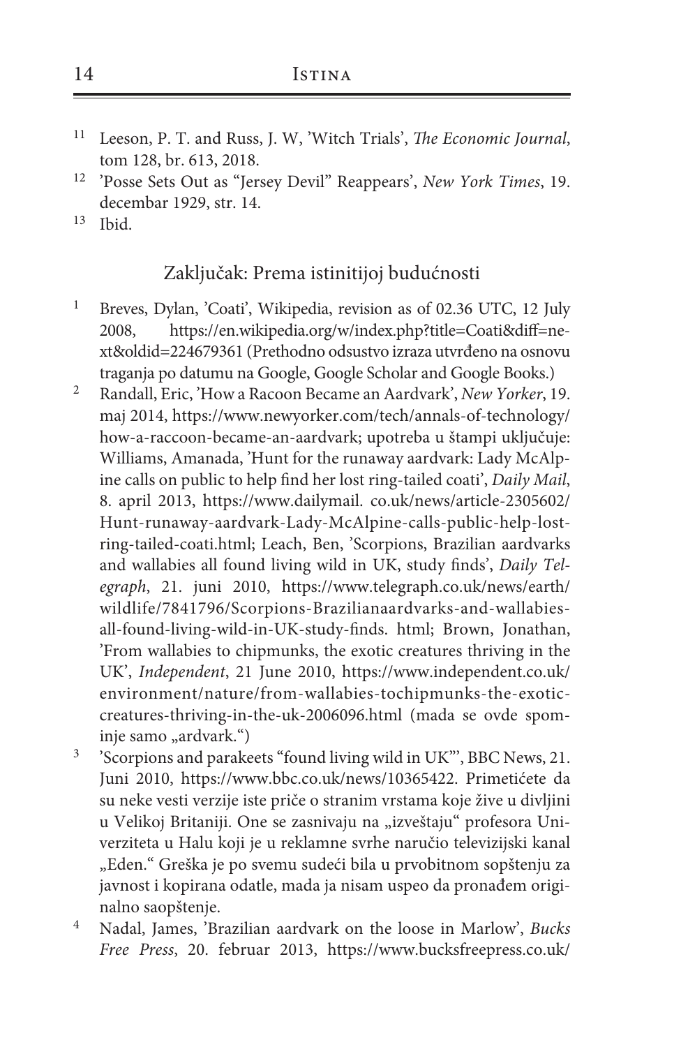11. Leeson, P. T. and Russ, J. W, 'Witch Trials', *The Economic Journal*, tom 128, br. 613, 2018.
12. 'Posse Sets Out as "Jersey Devil" Reappears', *New York Times*, 19. decembar 1929, str. 14.
13. Ibid.

## Zaključak: Prema istinitijoj budućnosti

1. Breves, Dylan, 'Coati', Wikipedia, revision as of 02.36 UTC, 12 July 2008, https://en.wikipedia.org/w/index.php?title=Coati&diff=next&oldid=224679361 (Prethodno odsustvo izraza utvrđeno na osnovu traganja po datumu na Google, Google Scholar and Google Books.)
2. Randall, Eric, 'How a Racoon Became an Aardvark', *New Yorker*, 19. maj 2014, https://www.newyorker.com/tech/annals-of-technology/how-a-raccoon-became-an-aardvark; upotreba u štampi uključuje: Williams, Amanada, 'Hunt for the runaway aardvark: Lady McAlpine calls on public to help find her lost ring-tailed coati', *Daily Mail*, 8. april 2013, https://www.dailymail. co.uk/news/article-2305602/Hunt-runaway-aardvark-Lady-McAlpine-calls-public-help-lost-ring-tailed-coati.html; Leach, Ben, 'Scorpions, Brazilian aardvarks and wallabies all found living wild in UK, study finds', *Daily Telegraph*, 21. juni 2010, https://www.telegraph.co.uk/news/earth/wildlife/7841796/Scorpions-Brazilianaardvarks-and-wallabies-all-found-living-wild-in-UK-study-finds. html; Brown, Jonathan, 'From wallabies to chipmunks, the exotic creatures thriving in the UK', *Independent*, 21 June 2010, https://www.independent.co.uk/environment/nature/from-wallabies-tochipmunks-the-exotic-creatures-thriving-in-the-uk-2006096.html (mada se ovde spominje samo „ardvark.")
3. 'Scorpions and parakeets "found living wild in UK"', BBC News, 21. Juni 2010, https://www.bbc.co.uk/news/10365422. Primetićete da su neke vesti verzije iste priče o stranim vrstama koje žive u divljini u Velikoj Britaniji. One se zasnivaju na „izveštaju" profesora Univerziteta u Halu koji je u reklamne svrhe naručio televizijski kanal „Eden." Greška je po svemu sudeći bila u prvobitnom sopštenju za javnost i kopirana odatle, mada ja nisam uspeo da pronađem originalno saopštenje.
4. Nadal, James, 'Brazilian aardvark on the loose in Marlow', *Bucks Free Press*, 20. februar 2013, https://www.bucksfreepress.co.uk/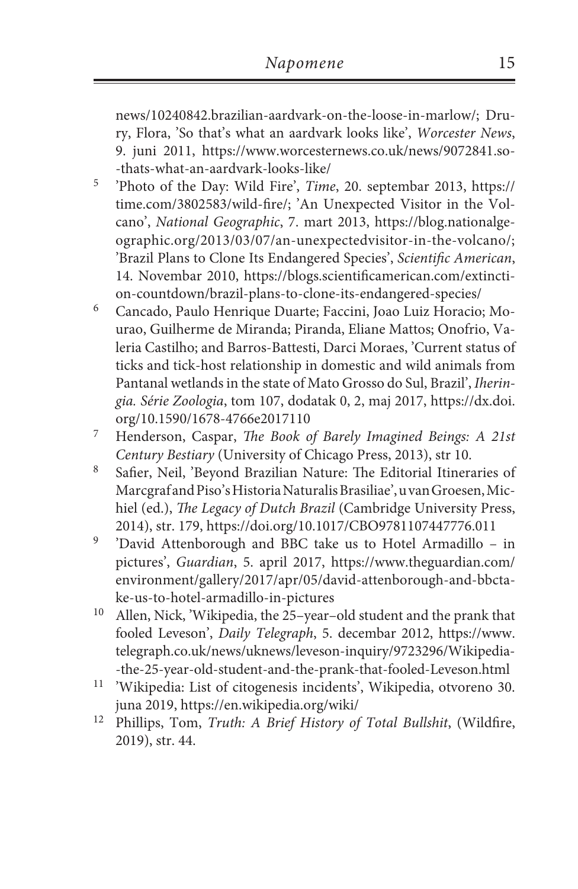news/10240842.brazilian-aardvark-on-the-loose-in-marlow/; Drury, Flora, 'So that's what an aardvark looks like', *Worcester News*, 9. juni 2011, https://www.worcesternews.co.uk/news/9072841.so--thats-what-an-aardvark-looks-like/

5 'Photo of the Day: Wild Fire', *Time*, 20. septembar 2013, https://time.com/3802583/wild-fire/; 'An Unexpected Visitor in the Volcano', *National Geographic*, 7. mart 2013, https://blog.nationalgeographic.org/2013/03/07/an-unexpectedvisitor-in-the-volcano/; 'Brazil Plans to Clone Its Endangered Species', *Scientific American*, 14. Novembar 2010, https://blogs.scientificamerican.com/extinction-countdown/brazil-plans-to-clone-its-endangered-species/

6 Cancado, Paulo Henrique Duarte; Faccini, Joao Luiz Horacio; Mourao, Guilherme de Miranda; Piranda, Eliane Mattos; Onofrio, Valeria Castilho; and Barros-Battesti, Darci Moraes, 'Current status of ticks and tick-host relationship in domestic and wild animals from Pantanal wetlands in the state of Mato Grosso do Sul, Brazil', *Iheringia. Série Zoologia*, tom 107, dodatak 0, 2, maj 2017, https://dx.doi.org/10.1590/1678-4766e2017110

7 Henderson, Caspar, *The Book of Barely Imagined Beings: A 21st Century Bestiary* (University of Chicago Press, 2013), str 10.

8 Safier, Neil, 'Beyond Brazilian Nature: The Editorial Itineraries of Marcgraf and Piso's Historia Naturalis Brasiliae', u van Groesen, Michiel (ed.), *The Legacy of Dutch Brazil* (Cambridge University Press, 2014), str. 179, https://doi.org/10.1017/CBO9781107447776.011

9 'David Attenborough and BBC take us to Hotel Armadillo – in pictures', *Guardian*, 5. april 2017, https://www.theguardian.com/environment/gallery/2017/apr/05/david-attenborough-and-bbctake-us-to-hotel-armadillo-in-pictures

10 Allen, Nick, 'Wikipedia, the 25–year–old student and the prank that fooled Leveson', *Daily Telegraph*, 5. decembar 2012, https://www.telegraph.co.uk/news/uknews/leveson-inquiry/9723296/Wikipedia--the-25-year-old-student-and-the-prank-that-fooled-Leveson.html

11 'Wikipedia: List of citogenesis incidents', Wikipedia, otvoreno 30. juna 2019, https://en.wikipedia.org/wiki/

12 Phillips, Tom, *Truth: A Brief History of Total Bullshit*, (Wildfire, 2019), str. 44.